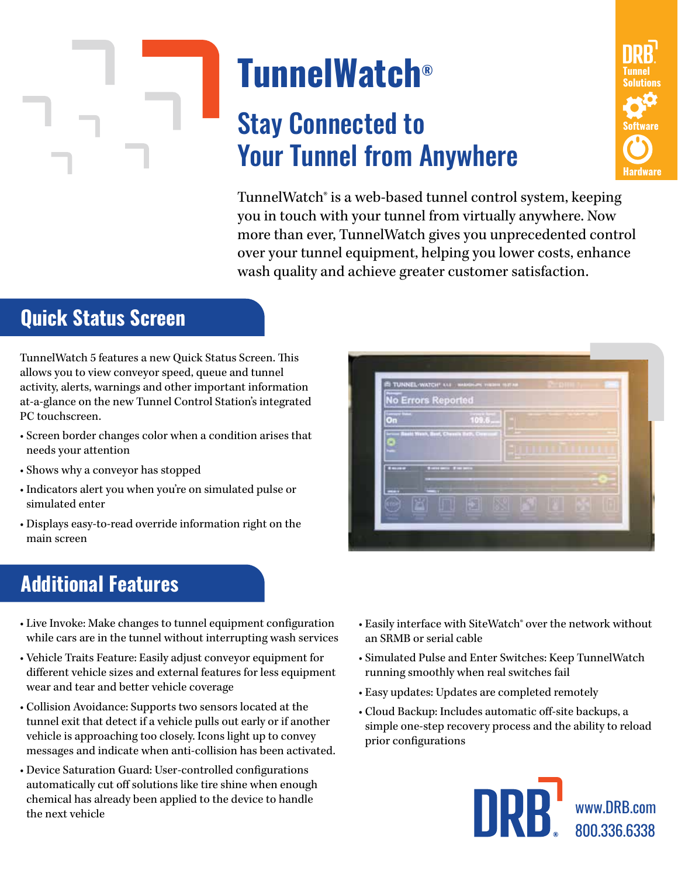# TunnelWatch®

## Stay Connected to Your Tunnel from Anywhere

DRB Tunnel Solutions
Software
Hardware

TunnelWatch® is a web-based tunnel control system, keeping you in touch with your tunnel from virtually anywhere. Now more than ever, TunnelWatch gives you unprecedented control over your tunnel equipment, helping you lower costs, enhance wash quality and achieve greater customer satisfaction.

## Quick Status Screen

TunnelWatch 5 features a new Quick Status Screen. This allows you to view conveyor speed, queue and tunnel activity, alerts, warnings and other important information at-a-glance on the new Tunnel Control Station's integrated PC touchscreen.

- Screen border changes color when a condition arises that needs your attention
- Shows why a conveyor has stopped
- Indicators alert you when you're on simulated pulse or simulated enter
- Displays easy-to-read override information right on the main screen

## Additional Features

- Live Invoke: Make changes to tunnel equipment configuration while cars are in the tunnel without interrupting wash services
- Vehicle Traits Feature: Easily adjust conveyor equipment for different vehicle sizes and external features for less equipment wear and tear and better vehicle coverage
- Collision Avoidance: Supports two sensors located at the tunnel exit that detect if a vehicle pulls out early or if another vehicle is approaching too closely. Icons light up to convey messages and indicate when anti-collision has been activated.
- Device Saturation Guard: User-controlled configurations automatically cut off solutions like tire shine when enough chemical has already been applied to the device to handle the next vehicle
- Easily interface with SiteWatch® over the network without an SRMB or serial cable
- Simulated Pulse and Enter Switches: Keep TunnelWatch running smoothly when real switches fail
- Easy updates: Updates are completed remotely
- Cloud Backup: Includes automatic off-site backups, a simple one-step recovery process and the ability to reload prior configurations

DRB®
www.DRB.com
800.336.6338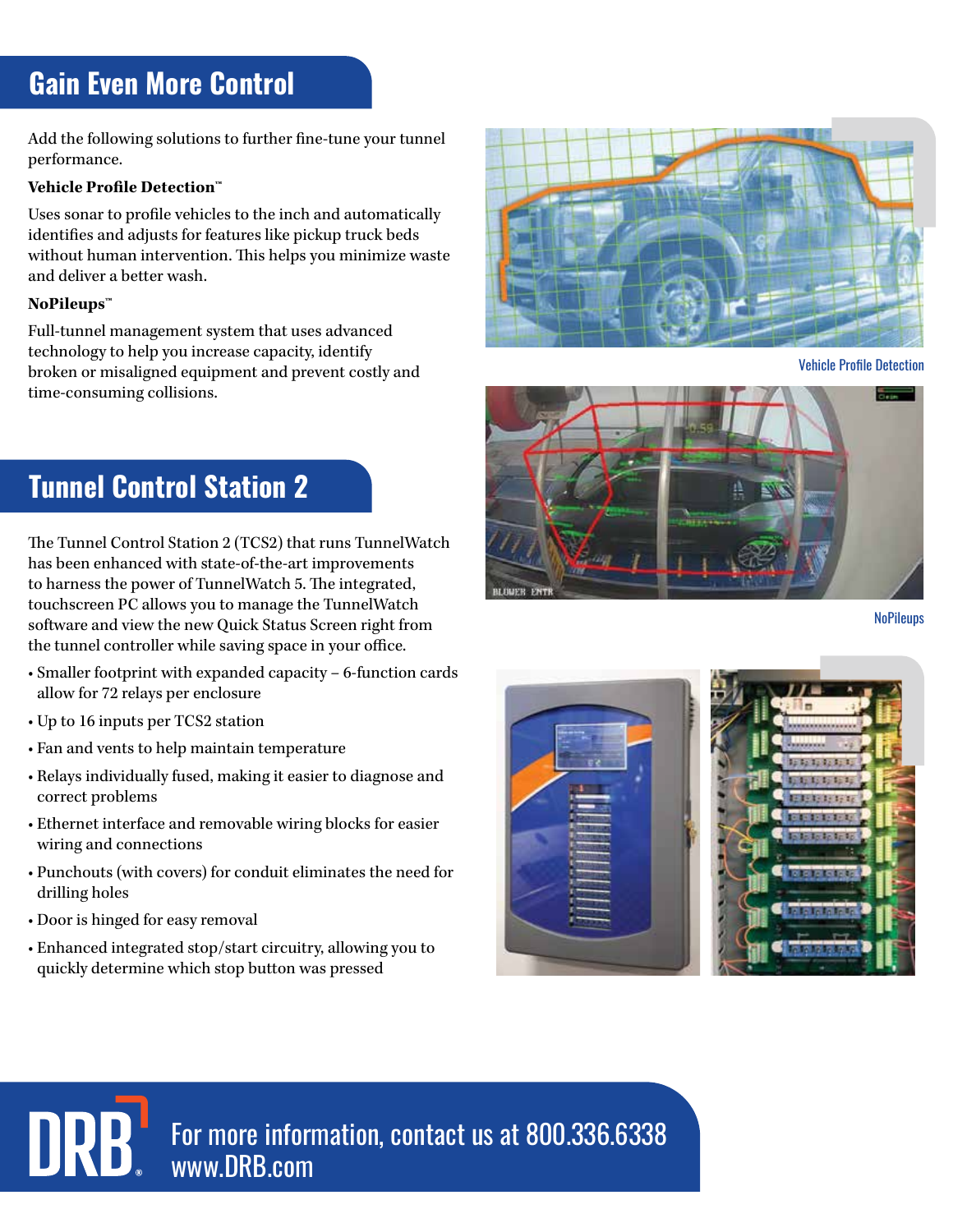## Gain Even More Control

Add the following solutions to further fine-tune your tunnel performance.

**Vehicle Profile Detection™**

Uses sonar to profile vehicles to the inch and automatically identifies and adjusts for features like pickup truck beds without human intervention. This helps you minimize waste and deliver a better wash.

**NoPileups™**

Full-tunnel management system that uses advanced technology to help you increase capacity, identify broken or misaligned equipment and prevent costly and time-consuming collisions.

Vehicle Profile Detection

NoPileups

## Tunnel Control Station 2

The Tunnel Control Station 2 (TCS2) that runs TunnelWatch has been enhanced with state-of-the-art improvements to harness the power of TunnelWatch 5. The integrated, touchscreen PC allows you to manage the TunnelWatch software and view the new Quick Status Screen right from the tunnel controller while saving space in your office.

- Smaller footprint with expanded capacity – 6-function cards allow for 72 relays per enclosure
- Up to 16 inputs per TCS2 station
- Fan and vents to help maintain temperature
- Relays individually fused, making it easier to diagnose and correct problems
- Ethernet interface and removable wiring blocks for easier wiring and connections
- Punchouts (with covers) for conduit eliminates the need for drilling holes
- Door is hinged for easy removal
- Enhanced integrated stop/start circuitry, allowing you to quickly determine which stop button was pressed

DRB®

For more information, contact us at 800.336.6338
www.DRB.com